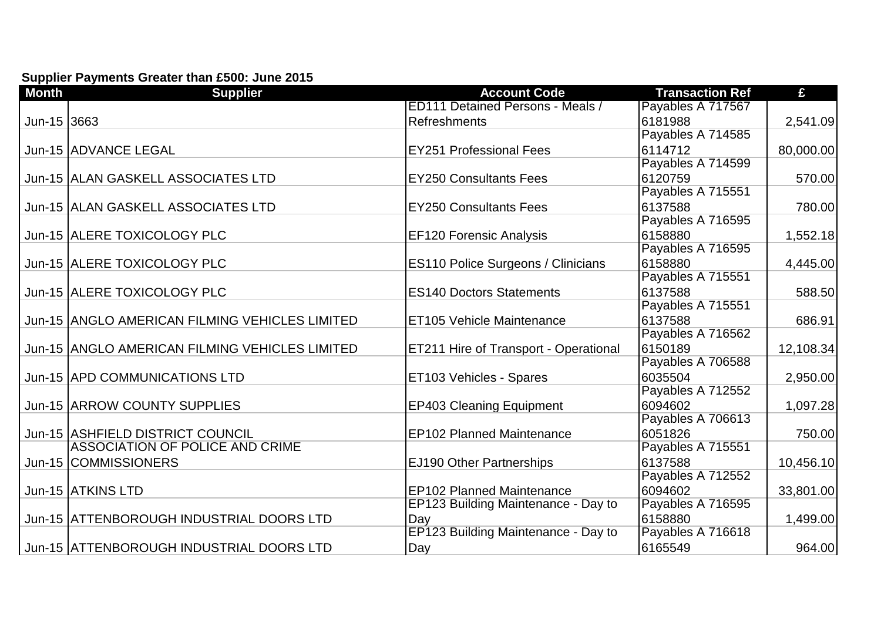**Supplier Payments Greater than £500: June 2015**

| Month | Supplier | Account Code | Transaction Ref | £ |
|---|---|---|---|---|
| Jun-15 | 3663 | ED111 Detained Persons - Meals / Refreshments | Payables A 717567 6181988 | 2,541.09 |
| Jun-15 | ADVANCE LEGAL | EY251 Professional Fees | Payables A 714585 6114712 | 80,000.00 |
| Jun-15 | ALAN GASKELL ASSOCIATES LTD | EY250 Consultants Fees | Payables A 714599 6120759 | 570.00 |
| Jun-15 | ALAN GASKELL ASSOCIATES LTD | EY250 Consultants Fees | Payables A 715551 6137588 | 780.00 |
| Jun-15 | ALERE TOXICOLOGY PLC | EF120 Forensic Analysis | Payables A 716595 6158880 | 1,552.18 |
| Jun-15 | ALERE TOXICOLOGY PLC | ES110 Police Surgeons / Clinicians | Payables A 716595 6158880 | 4,445.00 |
| Jun-15 | ALERE TOXICOLOGY PLC | ES140 Doctors Statements | Payables A 715551 6137588 | 588.50 |
| Jun-15 | ANGLO AMERICAN FILMING VEHICLES LIMITED | ET105 Vehicle Maintenance | Payables A 715551 6137588 | 686.91 |
| Jun-15 | ANGLO AMERICAN FILMING VEHICLES LIMITED | ET211 Hire of Transport - Operational | Payables A 716562 6150189 | 12,108.34 |
| Jun-15 | APD COMMUNICATIONS LTD | ET103 Vehicles - Spares | Payables A 706588 6035504 | 2,950.00 |
| Jun-15 | ARROW COUNTY SUPPLIES | EP403 Cleaning Equipment | Payables A 712552 6094602 | 1,097.28 |
| Jun-15 | ASHFIELD DISTRICT COUNCIL | EP102 Planned Maintenance | Payables A 706613 6051826 | 750.00 |
| Jun-15 | ASSOCIATION OF POLICE AND CRIME COMMISSIONERS | EJ190 Other Partnerships | Payables A 715551 6137588 | 10,456.10 |
| Jun-15 | ATKINS LTD | EP102 Planned Maintenance | Payables A 712552 6094602 | 33,801.00 |
| Jun-15 | ATTENBOROUGH INDUSTRIAL DOORS LTD | EP123 Building Maintenance - Day to Day | Payables A 716595 6158880 | 1,499.00 |
| Jun-15 | ATTENBOROUGH INDUSTRIAL DOORS LTD | EP123 Building Maintenance - Day to Day | Payables A 716618 6165549 | 964.00 |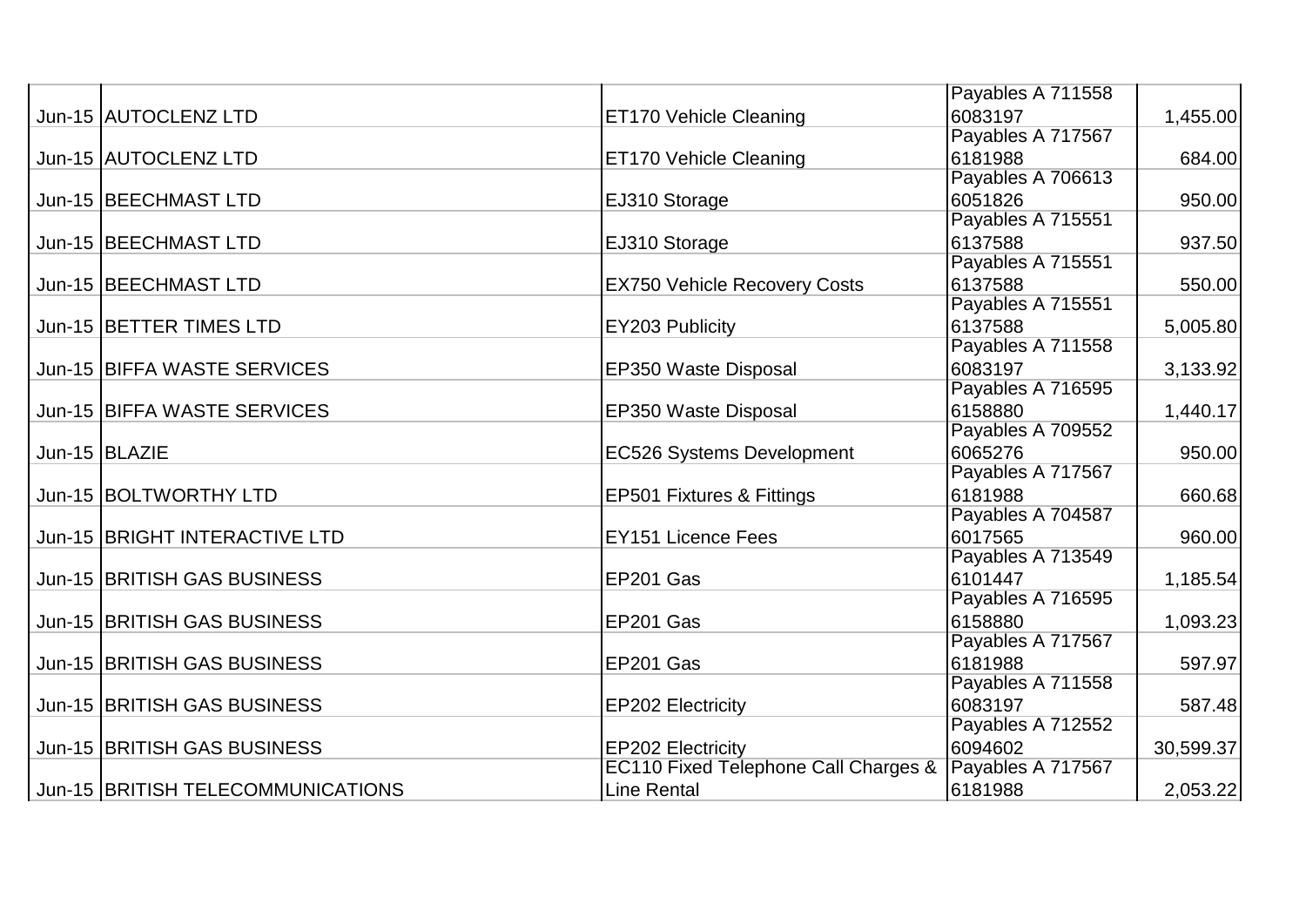| | | | | |
|---|---|---|---|---|
| Jun-15 | AUTOCLENZ LTD | ET170 Vehicle Cleaning | Payables A 711558 6083197 | 1,455.00 |
| Jun-15 | AUTOCLENZ LTD | ET170 Vehicle Cleaning | Payables A 717567 6181988 | 684.00 |
| Jun-15 | BEECHMAST LTD | EJ310 Storage | Payables A 706613 6051826 | 950.00 |
| Jun-15 | BEECHMAST LTD | EJ310 Storage | Payables A 715551 6137588 | 937.50 |
| Jun-15 | BEECHMAST LTD | EX750 Vehicle Recovery Costs | Payables A 715551 6137588 | 550.00 |
| Jun-15 | BETTER TIMES LTD | EY203 Publicity | Payables A 715551 6137588 | 5,005.80 |
| Jun-15 | BIFFA WASTE SERVICES | EP350 Waste Disposal | Payables A 711558 6083197 | 3,133.92 |
| Jun-15 | BIFFA WASTE SERVICES | EP350 Waste Disposal | Payables A 716595 6158880 | 1,440.17 |
| Jun-15 | BLAZIE | EC526 Systems Development | Payables A 709552 6065276 | 950.00 |
| Jun-15 | BOLTWORTHY LTD | EP501 Fixtures & Fittings | Payables A 717567 6181988 | 660.68 |
| Jun-15 | BRIGHT INTERACTIVE LTD | EY151 Licence Fees | Payables A 704587 6017565 | 960.00 |
| Jun-15 | BRITISH GAS BUSINESS | EP201 Gas | Payables A 713549 6101447 | 1,185.54 |
| Jun-15 | BRITISH GAS BUSINESS | EP201 Gas | Payables A 716595 6158880 | 1,093.23 |
| Jun-15 | BRITISH GAS BUSINESS | EP201 Gas | Payables A 717567 6181988 | 597.97 |
| Jun-15 | BRITISH GAS BUSINESS | EP202 Electricity | Payables A 711558 6083197 | 587.48 |
| Jun-15 | BRITISH GAS BUSINESS | EP202 Electricity | Payables A 712552 6094602 | 30,599.37 |
| Jun-15 | BRITISH TELECOMMUNICATIONS | EC110 Fixed Telephone Call Charges & Line Rental | Payables A 717567 6181988 | 2,053.22 |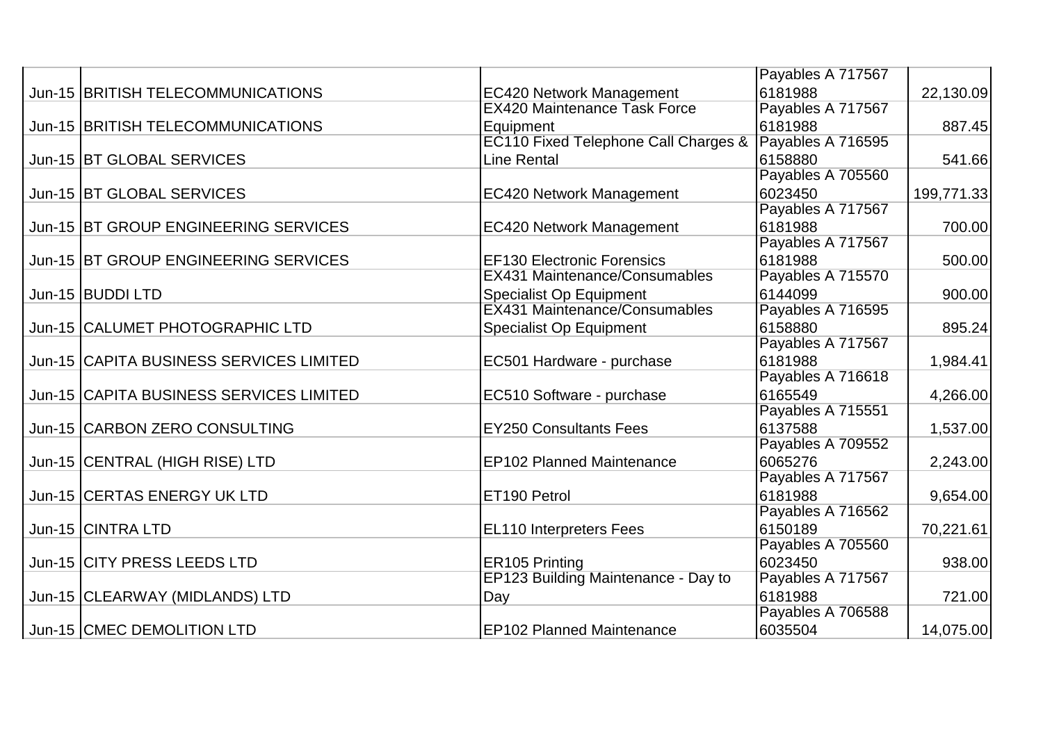| | | | | |
|---|---|---|---|---|
| Jun-15 | BRITISH TELECOMMUNICATIONS | EC420 Network Management | Payables A 717567 6181988 | 22,130.09 |
| Jun-15 | BRITISH TELECOMMUNICATIONS | EX420 Maintenance Task Force Equipment | Payables A 717567 6181988 | 887.45 |
| Jun-15 | BT GLOBAL SERVICES | EC110 Fixed Telephone Call Charges & Line Rental | Payables A 716595 6158880 | 541.66 |
| Jun-15 | BT GLOBAL SERVICES | EC420 Network Management | Payables A 705560 6023450 | 199,771.33 |
| Jun-15 | BT GROUP ENGINEERING SERVICES | EC420 Network Management | Payables A 717567 6181988 | 700.00 |
| Jun-15 | BT GROUP ENGINEERING SERVICES | EF130 Electronic Forensics | Payables A 717567 6181988 | 500.00 |
| Jun-15 | BUDDI LTD | EX431 Maintenance/Consumables Specialist Op Equipment | Payables A 715570 6144099 | 900.00 |
| Jun-15 | CALUMET PHOTOGRAPHIC LTD | EX431 Maintenance/Consumables Specialist Op Equipment | Payables A 716595 6158880 | 895.24 |
| Jun-15 | CAPITA BUSINESS SERVICES LIMITED | EC501 Hardware - purchase | Payables A 717567 6181988 | 1,984.41 |
| Jun-15 | CAPITA BUSINESS SERVICES LIMITED | EC510 Software - purchase | Payables A 716618 6165549 | 4,266.00 |
| Jun-15 | CARBON ZERO CONSULTING | EY250 Consultants Fees | Payables A 715551 6137588 | 1,537.00 |
| Jun-15 | CENTRAL (HIGH RISE) LTD | EP102 Planned Maintenance | Payables A 709552 6065276 | 2,243.00 |
| Jun-15 | CERTAS ENERGY UK LTD | ET190 Petrol | Payables A 717567 6181988 | 9,654.00 |
| Jun-15 | CINTRA LTD | EL110 Interpreters Fees | Payables A 716562 6150189 | 70,221.61 |
| Jun-15 | CITY PRESS LEEDS LTD | ER105 Printing | Payables A 705560 6023450 | 938.00 |
| Jun-15 | CLEARWAY (MIDLANDS) LTD | EP123 Building Maintenance - Day to Day | Payables A 717567 6181988 | 721.00 |
| Jun-15 | CMEC DEMOLITION LTD | EP102 Planned Maintenance | Payables A 706588 6035504 | 14,075.00 |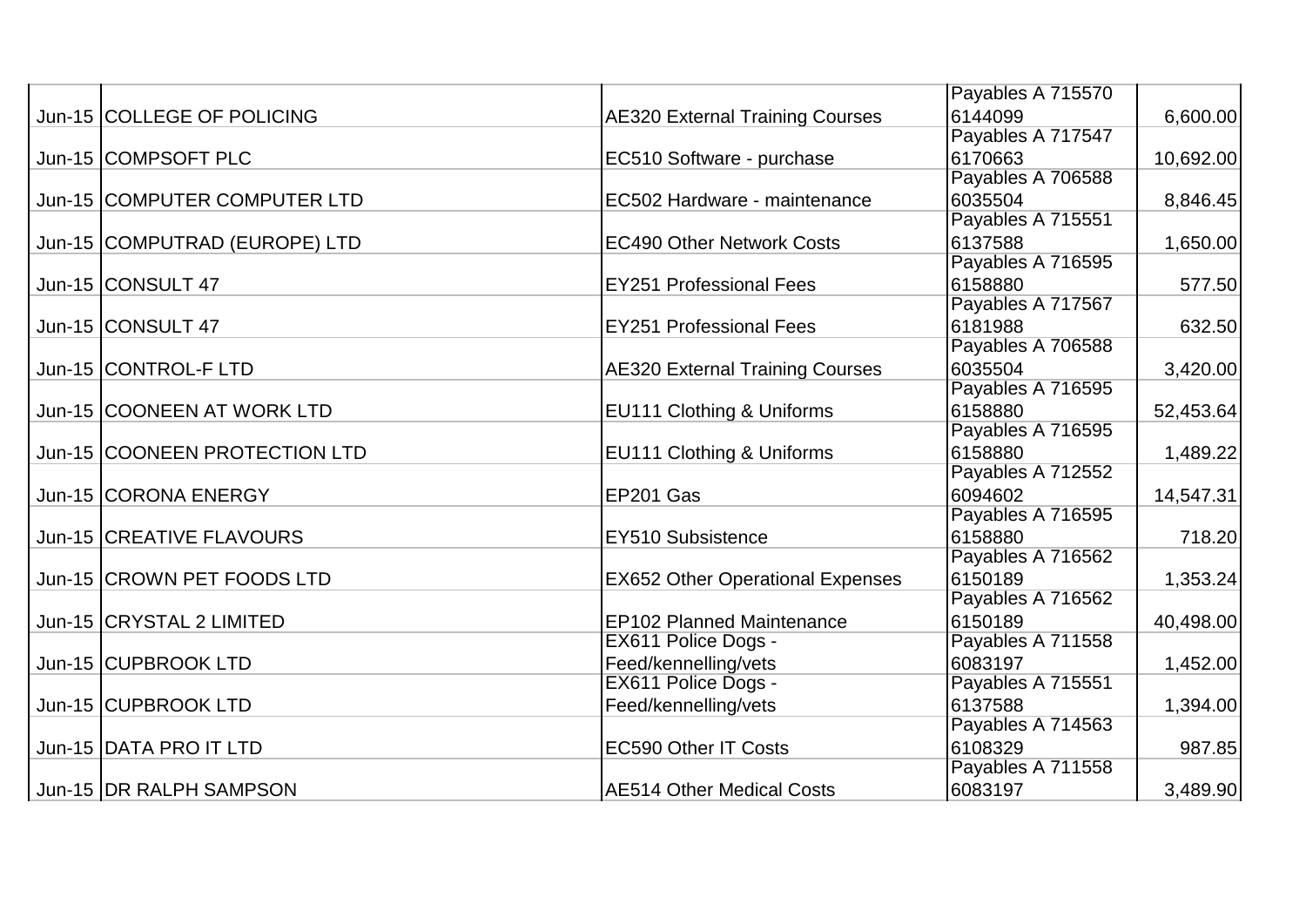| | | | | |
|---|---|---|---|---|
| Jun-15 | COLLEGE OF POLICING | AE320 External Training Courses | Payables A 715570 6144099 | 6,600.00 |
| Jun-15 | COMPSOFT PLC | EC510 Software - purchase | Payables A 717547 6170663 | 10,692.00 |
| Jun-15 | COMPUTER COMPUTER LTD | EC502 Hardware - maintenance | Payables A 706588 6035504 | 8,846.45 |
| Jun-15 | COMPUTRAD (EUROPE) LTD | EC490 Other Network Costs | Payables A 715551 6137588 | 1,650.00 |
| Jun-15 | CONSULT 47 | EY251 Professional Fees | Payables A 716595 6158880 | 577.50 |
| Jun-15 | CONSULT 47 | EY251 Professional Fees | Payables A 717567 6181988 | 632.50 |
| Jun-15 | CONTROL-F LTD | AE320 External Training Courses | Payables A 706588 6035504 | 3,420.00 |
| Jun-15 | COONEEN AT WORK LTD | EU111 Clothing & Uniforms | Payables A 716595 6158880 | 52,453.64 |
| Jun-15 | COONEEN PROTECTION LTD | EU111 Clothing & Uniforms | Payables A 716595 6158880 | 1,489.22 |
| Jun-15 | CORONA ENERGY | EP201 Gas | Payables A 712552 6094602 | 14,547.31 |
| Jun-15 | CREATIVE FLAVOURS | EY510 Subsistence | Payables A 716595 6158880 | 718.20 |
| Jun-15 | CROWN PET FOODS LTD | EX652 Other Operational Expenses | Payables A 716562 6150189 | 1,353.24 |
| Jun-15 | CRYSTAL 2 LIMITED | EP102 Planned Maintenance | Payables A 716562 6150189 | 40,498.00 |
| Jun-15 | CUPBROOK LTD | EX611 Police Dogs - Feed/kennelling/vets | Payables A 711558 6083197 | 1,452.00 |
| Jun-15 | CUPBROOK LTD | EX611 Police Dogs - Feed/kennelling/vets | Payables A 715551 6137588 | 1,394.00 |
| Jun-15 | DATA PRO IT LTD | EC590 Other IT Costs | Payables A 714563 6108329 | 987.85 |
| Jun-15 | DR RALPH SAMPSON | AE514 Other Medical Costs | Payables A 711558 6083197 | 3,489.90 |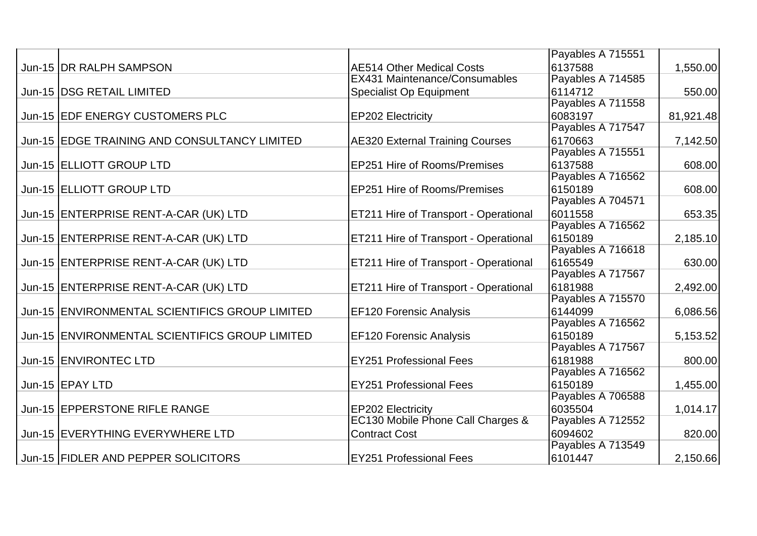| | | | | |
|---|---|---|---|---|
| Jun-15 | DR RALPH SAMPSON | AE514 Other Medical Costs | Payables A 715551 6137588 | 1,550.00 |
| Jun-15 | DSG RETAIL LIMITED | EX431 Maintenance/Consumables Specialist Op Equipment | Payables A 714585 6114712 | 550.00 |
| Jun-15 | EDF ENERGY CUSTOMERS PLC | EP202 Electricity | Payables A 711558 6083197 | 81,921.48 |
| Jun-15 | EDGE TRAINING AND CONSULTANCY LIMITED | AE320 External Training Courses | Payables A 717547 6170663 | 7,142.50 |
| Jun-15 | ELLIOTT GROUP LTD | EP251 Hire of Rooms/Premises | Payables A 715551 6137588 | 608.00 |
| Jun-15 | ELLIOTT GROUP LTD | EP251 Hire of Rooms/Premises | Payables A 716562 6150189 | 608.00 |
| Jun-15 | ENTERPRISE RENT-A-CAR (UK) LTD | ET211 Hire of Transport - Operational | Payables A 704571 6011558 | 653.35 |
| Jun-15 | ENTERPRISE RENT-A-CAR (UK) LTD | ET211 Hire of Transport - Operational | Payables A 716562 6150189 | 2,185.10 |
| Jun-15 | ENTERPRISE RENT-A-CAR (UK) LTD | ET211 Hire of Transport - Operational | Payables A 716618 6165549 | 630.00 |
| Jun-15 | ENTERPRISE RENT-A-CAR (UK) LTD | ET211 Hire of Transport - Operational | Payables A 717567 6181988 | 2,492.00 |
| Jun-15 | ENVIRONMENTAL SCIENTIFICS GROUP LIMITED | EF120 Forensic Analysis | Payables A 715570 6144099 | 6,086.56 |
| Jun-15 | ENVIRONMENTAL SCIENTIFICS GROUP LIMITED | EF120 Forensic Analysis | Payables A 716562 6150189 | 5,153.52 |
| Jun-15 | ENVIRONTEC LTD | EY251 Professional Fees | Payables A 717567 6181988 | 800.00 |
| Jun-15 | EPAY LTD | EY251 Professional Fees | Payables A 716562 6150189 | 1,455.00 |
| Jun-15 | EPPERSTONE RIFLE RANGE | EP202 Electricity | Payables A 706588 6035504 | 1,014.17 |
| Jun-15 | EVERYTHING EVERYWHERE LTD | EC130 Mobile Phone Call Charges & Contract Cost | Payables A 712552 6094602 | 820.00 |
| Jun-15 | FIDLER AND PEPPER SOLICITORS | EY251 Professional Fees | Payables A 713549 6101447 | 2,150.66 |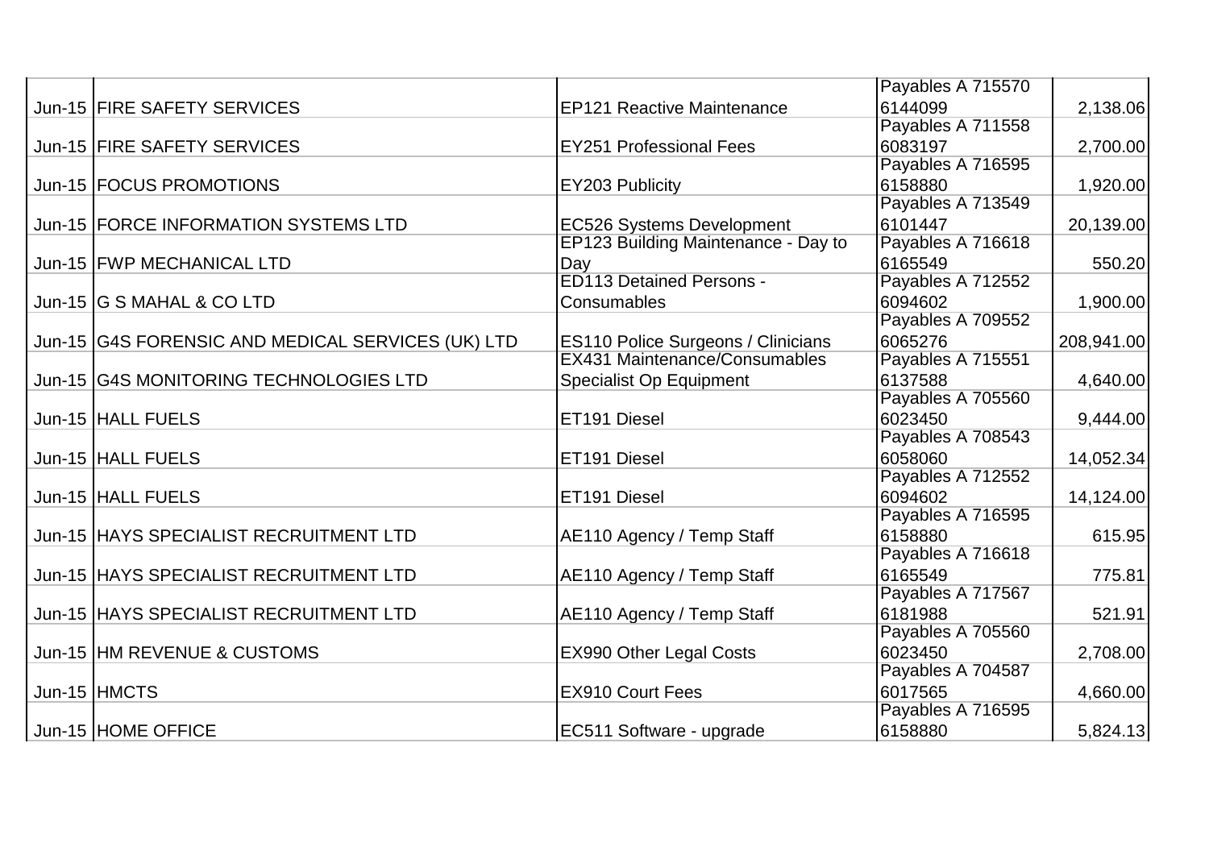| | | | | |
|---|---|---|---|---|
| Jun-15 | FIRE SAFETY SERVICES | EP121 Reactive Maintenance | Payables A 715570 6144099 | 2,138.06 |
| Jun-15 | FIRE SAFETY SERVICES | EY251 Professional Fees | Payables A 711558 6083197 | 2,700.00 |
| Jun-15 | FOCUS PROMOTIONS | EY203 Publicity | Payables A 716595 6158880 | 1,920.00 |
| Jun-15 | FORCE INFORMATION SYSTEMS LTD | EC526 Systems Development | Payables A 713549 6101447 | 20,139.00 |
| Jun-15 | FWP MECHANICAL LTD | EP123 Building Maintenance - Day to Day | Payables A 716618 6165549 | 550.20 |
| Jun-15 | G S MAHAL & CO LTD | ED113 Detained Persons - Consumables | Payables A 712552 6094602 | 1,900.00 |
| Jun-15 | G4S FORENSIC AND MEDICAL SERVICES (UK) LTD | ES110 Police Surgeons / Clinicians | Payables A 709552 6065276 | 208,941.00 |
| Jun-15 | G4S MONITORING TECHNOLOGIES LTD | EX431 Maintenance/Consumables Specialist Op Equipment | Payables A 715551 6137588 | 4,640.00 |
| Jun-15 | HALL FUELS | ET191 Diesel | Payables A 705560 6023450 | 9,444.00 |
| Jun-15 | HALL FUELS | ET191 Diesel | Payables A 708543 6058060 | 14,052.34 |
| Jun-15 | HALL FUELS | ET191 Diesel | Payables A 712552 6094602 | 14,124.00 |
| Jun-15 | HAYS SPECIALIST RECRUITMENT LTD | AE110 Agency / Temp Staff | Payables A 716595 6158880 | 615.95 |
| Jun-15 | HAYS SPECIALIST RECRUITMENT LTD | AE110 Agency / Temp Staff | Payables A 716618 6165549 | 775.81 |
| Jun-15 | HAYS SPECIALIST RECRUITMENT LTD | AE110 Agency / Temp Staff | Payables A 717567 6181988 | 521.91 |
| Jun-15 | HM REVENUE & CUSTOMS | EX990 Other Legal Costs | Payables A 705560 6023450 | 2,708.00 |
| Jun-15 | HMCTS | EX910 Court Fees | Payables A 704587 6017565 | 4,660.00 |
| Jun-15 | HOME OFFICE | EC511 Software - upgrade | Payables A 716595 6158880 | 5,824.13 |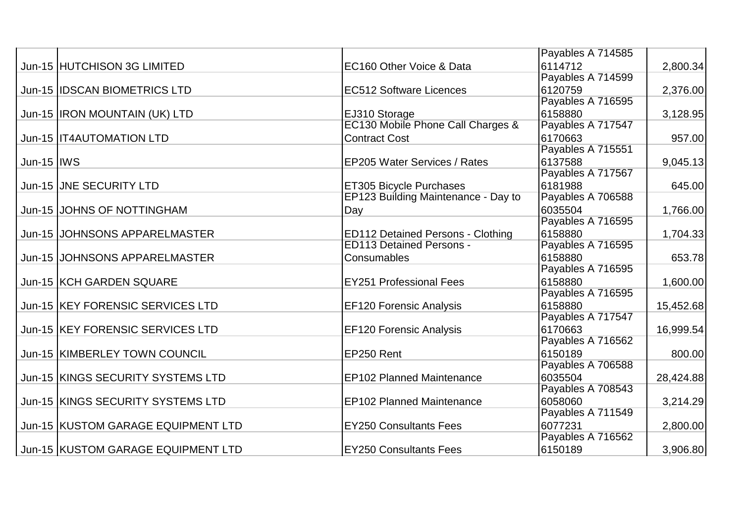| | | | | |
|---|---|---|---|---|
| Jun-15 | HUTCHISON 3G LIMITED | EC160 Other Voice & Data | Payables A 714585 6114712 | 2,800.34 |
| Jun-15 | IDSCAN BIOMETRICS LTD | EC512 Software Licences | Payables A 714599 6120759 | 2,376.00 |
| Jun-15 | IRON MOUNTAIN (UK) LTD | EJ310 Storage | Payables A 716595 6158880 | 3,128.95 |
| Jun-15 | IT4AUTOMATION LTD | EC130 Mobile Phone Call Charges & Contract Cost | Payables A 717547 6170663 | 957.00 |
| Jun-15 | IWS | EP205 Water Services / Rates | Payables A 715551 6137588 | 9,045.13 |
| Jun-15 | JNE SECURITY LTD | ET305 Bicycle Purchases | Payables A 717567 6181988 | 645.00 |
| Jun-15 | JOHNS OF NOTTINGHAM | EP123 Building Maintenance - Day to Day | Payables A 706588 6035504 | 1,766.00 |
| Jun-15 | JOHNSONS APPARELMASTER | ED112 Detained Persons - Clothing | Payables A 716595 6158880 | 1,704.33 |
| Jun-15 | JOHNSONS APPARELMASTER | ED113 Detained Persons - Consumables | Payables A 716595 6158880 | 653.78 |
| Jun-15 | KCH GARDEN SQUARE | EY251 Professional Fees | Payables A 716595 6158880 | 1,600.00 |
| Jun-15 | KEY FORENSIC SERVICES LTD | EF120 Forensic Analysis | Payables A 716595 6158880 | 15,452.68 |
| Jun-15 | KEY FORENSIC SERVICES LTD | EF120 Forensic Analysis | Payables A 717547 6170663 | 16,999.54 |
| Jun-15 | KIMBERLEY TOWN COUNCIL | EP250 Rent | Payables A 716562 6150189 | 800.00 |
| Jun-15 | KINGS SECURITY SYSTEMS LTD | EP102 Planned Maintenance | Payables A 706588 6035504 | 28,424.88 |
| Jun-15 | KINGS SECURITY SYSTEMS LTD | EP102 Planned Maintenance | Payables A 708543 6058060 | 3,214.29 |
| Jun-15 | KUSTOM GARAGE EQUIPMENT LTD | EY250 Consultants Fees | Payables A 711549 6077231 | 2,800.00 |
| Jun-15 | KUSTOM GARAGE EQUIPMENT LTD | EY250 Consultants Fees | Payables A 716562 6150189 | 3,906.80 |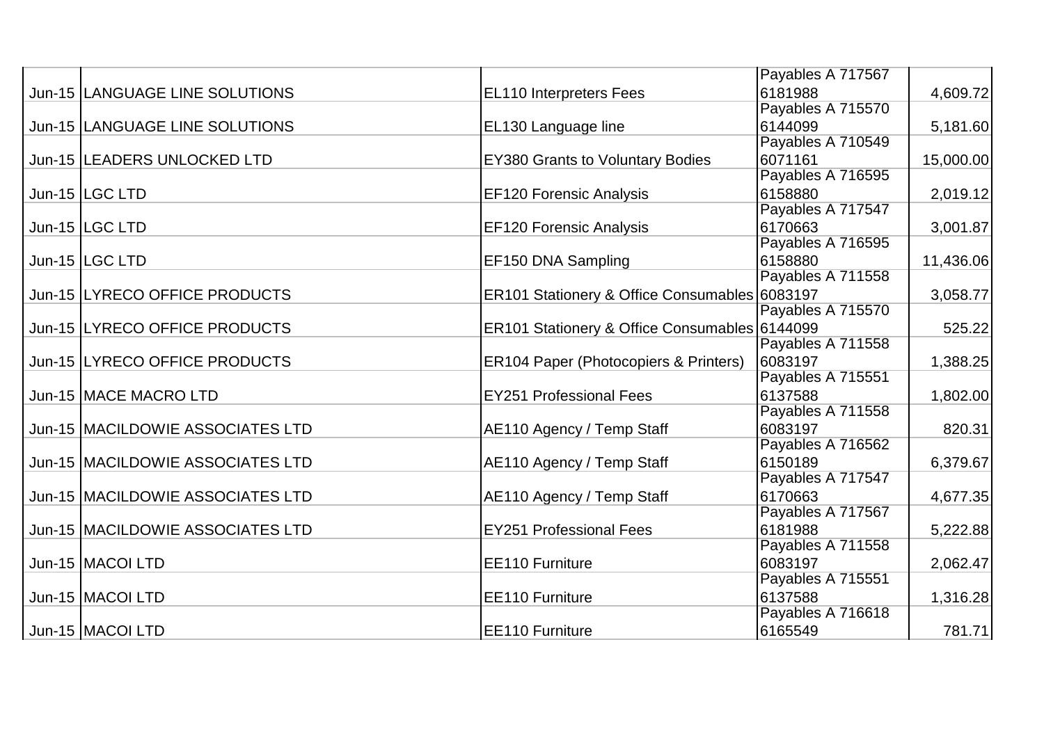| | | | | |
|---|---|---|---|---|
| Jun-15 | LANGUAGE LINE SOLUTIONS | EL110 Interpreters Fees | Payables A 717567 6181988 | 4,609.72 |
| Jun-15 | LANGUAGE LINE SOLUTIONS | EL130 Language line | Payables A 715570 6144099 | 5,181.60 |
| Jun-15 | LEADERS UNLOCKED LTD | EY380 Grants to Voluntary Bodies | Payables A 710549 6071161 | 15,000.00 |
| Jun-15 | LGC LTD | EF120 Forensic Analysis | Payables A 716595 6158880 | 2,019.12 |
| Jun-15 | LGC LTD | EF120 Forensic Analysis | Payables A 717547 6170663 | 3,001.87 |
| Jun-15 | LGC LTD | EF150 DNA Sampling | Payables A 716595 6158880 | 11,436.06 |
| Jun-15 | LYRECO OFFICE PRODUCTS | ER101 Stationery & Office Consumables | Payables A 711558 6083197 | 3,058.77 |
| Jun-15 | LYRECO OFFICE PRODUCTS | ER101 Stationery & Office Consumables | Payables A 715570 6144099 | 525.22 |
| Jun-15 | LYRECO OFFICE PRODUCTS | ER104 Paper (Photocopiers & Printers) | Payables A 711558 6083197 | 1,388.25 |
| Jun-15 | MACE MACRO LTD | EY251 Professional Fees | Payables A 715551 6137588 | 1,802.00 |
| Jun-15 | MACILDOWIE ASSOCIATES LTD | AE110 Agency / Temp Staff | Payables A 711558 6083197 | 820.31 |
| Jun-15 | MACILDOWIE ASSOCIATES LTD | AE110 Agency / Temp Staff | Payables A 716562 6150189 | 6,379.67 |
| Jun-15 | MACILDOWIE ASSOCIATES LTD | AE110 Agency / Temp Staff | Payables A 717547 6170663 | 4,677.35 |
| Jun-15 | MACILDOWIE ASSOCIATES LTD | EY251 Professional Fees | Payables A 717567 6181988 | 5,222.88 |
| Jun-15 | MACOI LTD | EE110 Furniture | Payables A 711558 6083197 | 2,062.47 |
| Jun-15 | MACOI LTD | EE110 Furniture | Payables A 715551 6137588 | 1,316.28 |
| Jun-15 | MACOI LTD | EE110 Furniture | Payables A 716618 6165549 | 781.71 |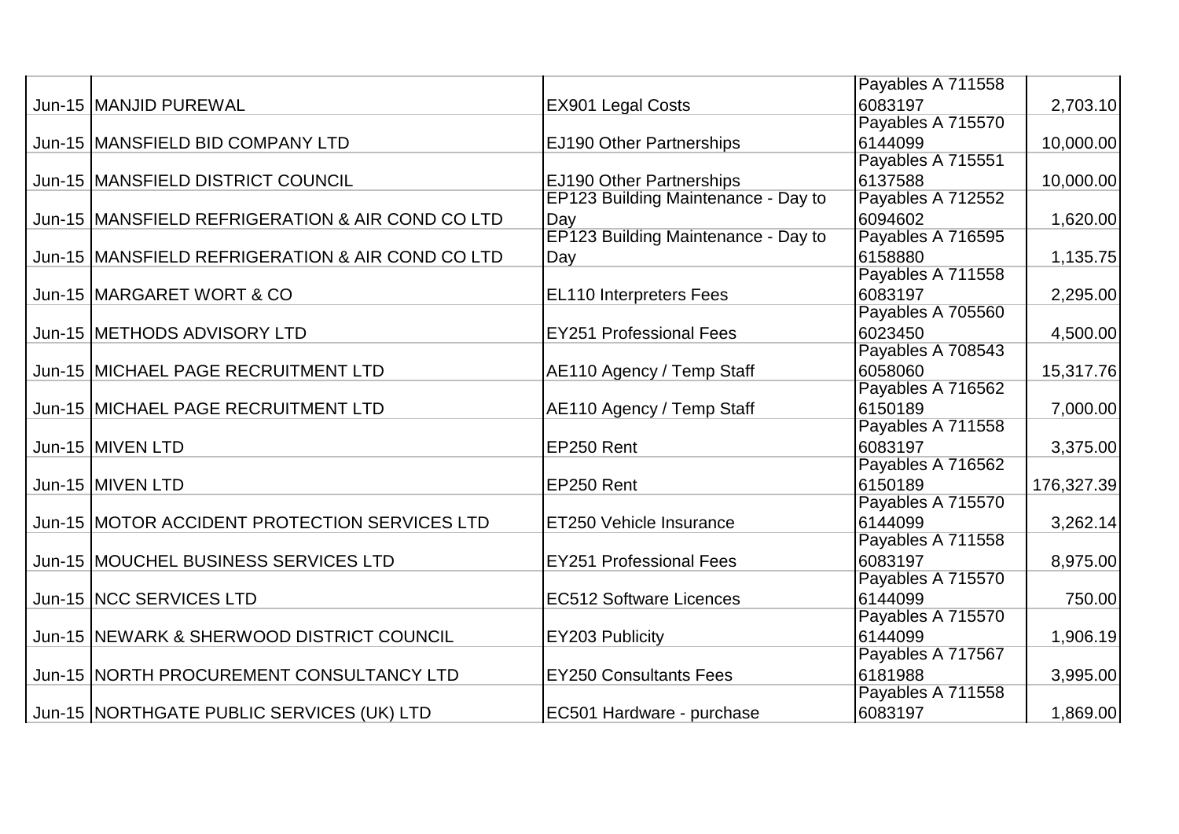| | | | | |
|---|---|---|---|---|
| Jun-15 | MANJID PUREWAL | EX901 Legal Costs | Payables A 711558 6083197 | 2,703.10 |
| Jun-15 | MANSFIELD BID COMPANY LTD | EJ190 Other Partnerships | Payables A 715570 6144099 | 10,000.00 |
| Jun-15 | MANSFIELD DISTRICT COUNCIL | EJ190 Other Partnerships | Payables A 715551 6137588 | 10,000.00 |
| Jun-15 | MANSFIELD REFRIGERATION & AIR COND CO LTD | EP123 Building Maintenance - Day to Day | Payables A 712552 6094602 | 1,620.00 |
| Jun-15 | MANSFIELD REFRIGERATION & AIR COND CO LTD | EP123 Building Maintenance - Day to Day | Payables A 716595 6158880 | 1,135.75 |
| Jun-15 | MARGARET WORT & CO | EL110 Interpreters Fees | Payables A 711558 6083197 | 2,295.00 |
| Jun-15 | METHODS ADVISORY LTD | EY251 Professional Fees | Payables A 705560 6023450 | 4,500.00 |
| Jun-15 | MICHAEL PAGE RECRUITMENT LTD | AE110 Agency / Temp Staff | Payables A 708543 6058060 | 15,317.76 |
| Jun-15 | MICHAEL PAGE RECRUITMENT LTD | AE110 Agency / Temp Staff | Payables A 716562 6150189 | 7,000.00 |
| Jun-15 | MIVEN LTD | EP250 Rent | Payables A 711558 6083197 | 3,375.00 |
| Jun-15 | MIVEN LTD | EP250 Rent | Payables A 716562 6150189 | 176,327.39 |
| Jun-15 | MOTOR ACCIDENT PROTECTION SERVICES LTD | ET250 Vehicle Insurance | Payables A 715570 6144099 | 3,262.14 |
| Jun-15 | MOUCHEL BUSINESS SERVICES LTD | EY251 Professional Fees | Payables A 711558 6083197 | 8,975.00 |
| Jun-15 | NCC SERVICES LTD | EC512 Software Licences | Payables A 715570 6144099 | 750.00 |
| Jun-15 | NEWARK & SHERWOOD DISTRICT COUNCIL | EY203 Publicity | Payables A 715570 6144099 | 1,906.19 |
| Jun-15 | NORTH PROCUREMENT CONSULTANCY LTD | EY250 Consultants Fees | Payables A 717567 6181988 | 3,995.00 |
| Jun-15 | NORTHGATE PUBLIC SERVICES (UK) LTD | EC501 Hardware - purchase | Payables A 711558 6083197 | 1,869.00 |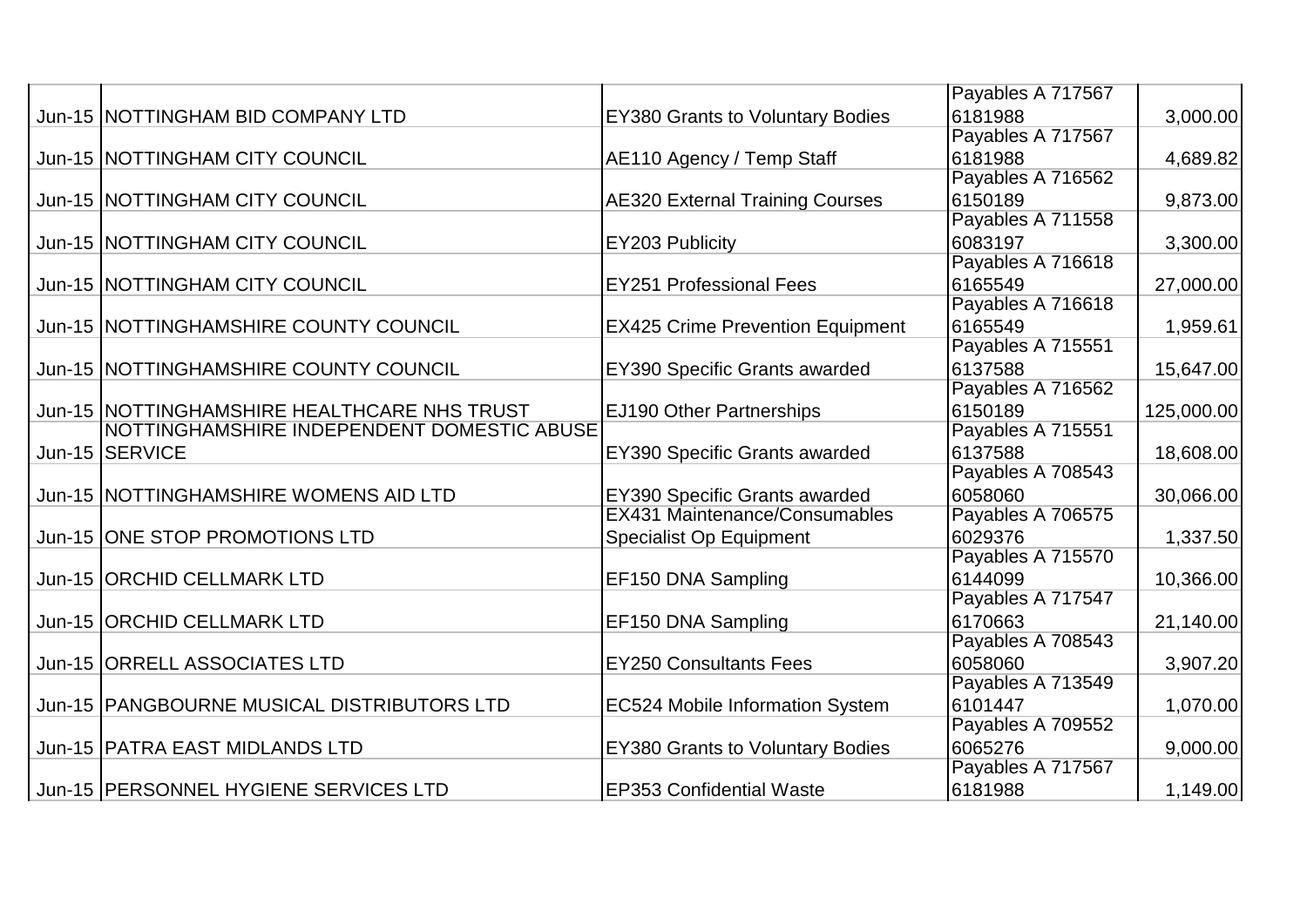| | | | | |
|---|---|---|---|---|
| Jun-15 | NOTTINGHAM BID COMPANY LTD | EY380 Grants to Voluntary Bodies | Payables A 717567 6181988 | 3,000.00 |
| Jun-15 | NOTTINGHAM CITY COUNCIL | AE110 Agency / Temp Staff | Payables A 717567 6181988 | 4,689.82 |
| Jun-15 | NOTTINGHAM CITY COUNCIL | AE320 External Training Courses | Payables A 716562 6150189 | 9,873.00 |
| Jun-15 | NOTTINGHAM CITY COUNCIL | EY203 Publicity | Payables A 711558 6083197 | 3,300.00 |
| Jun-15 | NOTTINGHAM CITY COUNCIL | EY251 Professional Fees | Payables A 716618 6165549 | 27,000.00 |
| Jun-15 | NOTTINGHAMSHIRE COUNTY COUNCIL | EX425 Crime Prevention Equipment | Payables A 716618 6165549 | 1,959.61 |
| Jun-15 | NOTTINGHAMSHIRE COUNTY COUNCIL | EY390 Specific Grants awarded | Payables A 715551 6137588 | 15,647.00 |
| Jun-15 | NOTTINGHAMSHIRE HEALTHCARE NHS TRUST | EJ190 Other Partnerships | Payables A 716562 6150189 | 125,000.00 |
| Jun-15 | NOTTINGHAMSHIRE INDEPENDENT DOMESTIC ABUSE SERVICE | EY390 Specific Grants awarded | Payables A 715551 6137588 | 18,608.00 |
| Jun-15 | NOTTINGHAMSHIRE WOMENS AID LTD | EY390 Specific Grants awarded | Payables A 708543 6058060 | 30,066.00 |
| Jun-15 | ONE STOP PROMOTIONS LTD | EX431 Maintenance/Consumables Specialist Op Equipment | Payables A 706575 6029376 | 1,337.50 |
| Jun-15 | ORCHID CELLMARK LTD | EF150 DNA Sampling | Payables A 715570 6144099 | 10,366.00 |
| Jun-15 | ORCHID CELLMARK LTD | EF150 DNA Sampling | Payables A 717547 6170663 | 21,140.00 |
| Jun-15 | ORRELL ASSOCIATES LTD | EY250 Consultants Fees | Payables A 708543 6058060 | 3,907.20 |
| Jun-15 | PANGBOURNE MUSICAL DISTRIBUTORS LTD | EC524 Mobile Information System | Payables A 713549 6101447 | 1,070.00 |
| Jun-15 | PATRA EAST MIDLANDS LTD | EY380 Grants to Voluntary Bodies | Payables A 709552 6065276 | 9,000.00 |
| Jun-15 | PERSONNEL HYGIENE SERVICES LTD | EP353 Confidential Waste | Payables A 717567 6181988 | 1,149.00 |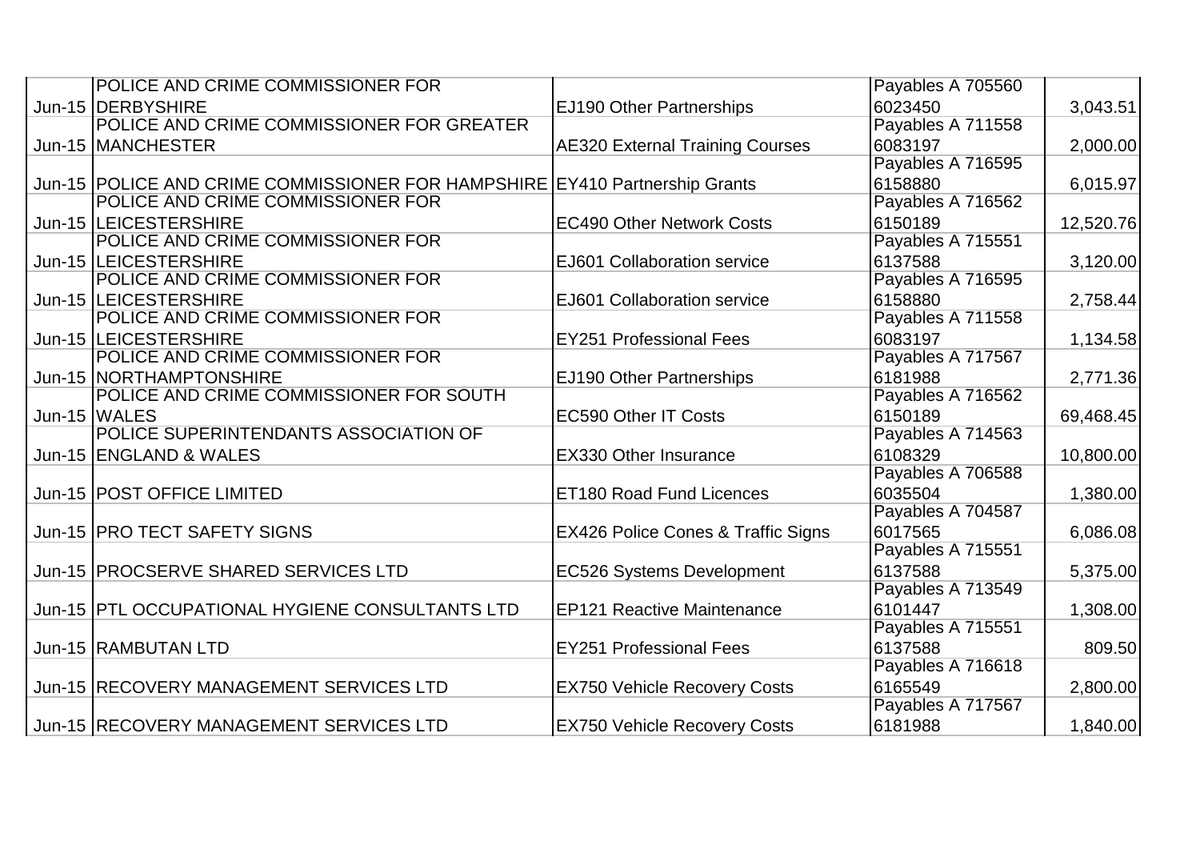| | | | | |
|---|---|---|---|---|
| Jun-15 | POLICE AND CRIME COMMISSIONER FOR DERBYSHIRE | EJ190 Other Partnerships | Payables A 705560 6023450 | 3,043.51 |
| Jun-15 | POLICE AND CRIME COMMISSIONER FOR GREATER MANCHESTER | AE320 External Training Courses | Payables A 711558 6083197 | 2,000.00 |
| Jun-15 | POLICE AND CRIME COMMISSIONER FOR HAMPSHIRE | EY410 Partnership Grants | Payables A 716595 6158880 | 6,015.97 |
| Jun-15 | POLICE AND CRIME COMMISSIONER FOR LEICESTERSHIRE | EC490 Other Network Costs | Payables A 716562 6150189 | 12,520.76 |
| Jun-15 | POLICE AND CRIME COMMISSIONER FOR LEICESTERSHIRE | EJ601 Collaboration service | Payables A 715551 6137588 | 3,120.00 |
| Jun-15 | POLICE AND CRIME COMMISSIONER FOR LEICESTERSHIRE | EJ601 Collaboration service | Payables A 716595 6158880 | 2,758.44 |
| Jun-15 | POLICE AND CRIME COMMISSIONER FOR LEICESTERSHIRE | EY251 Professional Fees | Payables A 711558 6083197 | 1,134.58 |
| Jun-15 | POLICE AND CRIME COMMISSIONER FOR NORTHAMPTONSHIRE | EJ190 Other Partnerships | Payables A 717567 6181988 | 2,771.36 |
| Jun-15 | POLICE AND CRIME COMMISSIONER FOR SOUTH WALES | EC590 Other IT Costs | Payables A 716562 6150189 | 69,468.45 |
| Jun-15 | POLICE SUPERINTENDANTS ASSOCIATION OF ENGLAND & WALES | EX330 Other Insurance | Payables A 714563 6108329 | 10,800.00 |
| Jun-15 | POST OFFICE LIMITED | ET180 Road Fund Licences | Payables A 706588 6035504 | 1,380.00 |
| Jun-15 | PRO TECT SAFETY SIGNS | EX426 Police Cones & Traffic Signs | Payables A 704587 6017565 | 6,086.08 |
| Jun-15 | PROCSERVE SHARED SERVICES LTD | EC526 Systems Development | Payables A 715551 6137588 | 5,375.00 |
| Jun-15 | PTL OCCUPATIONAL HYGIENE CONSULTANTS LTD | EP121 Reactive Maintenance | Payables A 713549 6101447 | 1,308.00 |
| Jun-15 | RAMBUTAN LTD | EY251 Professional Fees | Payables A 715551 6137588 | 809.50 |
| Jun-15 | RECOVERY MANAGEMENT SERVICES LTD | EX750 Vehicle Recovery Costs | Payables A 716618 6165549 | 2,800.00 |
| Jun-15 | RECOVERY MANAGEMENT SERVICES LTD | EX750 Vehicle Recovery Costs | Payables A 717567 6181988 | 1,840.00 |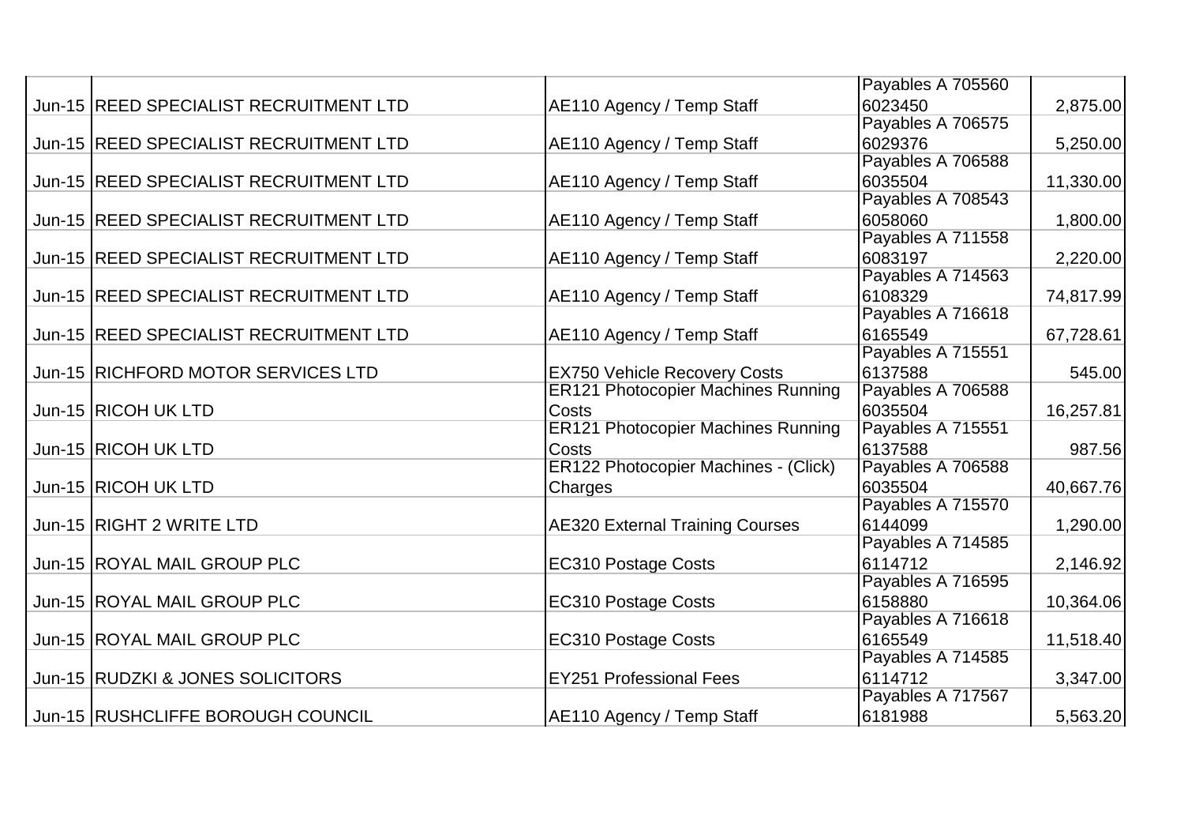| | | | | |
|---|---|---|---|---|
| Jun-15 | REED SPECIALIST RECRUITMENT LTD | AE110 Agency / Temp Staff | Payables A 705560 6023450 | 2,875.00 |
| Jun-15 | REED SPECIALIST RECRUITMENT LTD | AE110 Agency / Temp Staff | Payables A 706575 6029376 | 5,250.00 |
| Jun-15 | REED SPECIALIST RECRUITMENT LTD | AE110 Agency / Temp Staff | Payables A 706588 6035504 | 11,330.00 |
| Jun-15 | REED SPECIALIST RECRUITMENT LTD | AE110 Agency / Temp Staff | Payables A 708543 6058060 | 1,800.00 |
| Jun-15 | REED SPECIALIST RECRUITMENT LTD | AE110 Agency / Temp Staff | Payables A 711558 6083197 | 2,220.00 |
| Jun-15 | REED SPECIALIST RECRUITMENT LTD | AE110 Agency / Temp Staff | Payables A 714563 6108329 | 74,817.99 |
| Jun-15 | REED SPECIALIST RECRUITMENT LTD | AE110 Agency / Temp Staff | Payables A 716618 6165549 | 67,728.61 |
| Jun-15 | RICHFORD MOTOR SERVICES LTD | EX750 Vehicle Recovery Costs | Payables A 715551 6137588 | 545.00 |
| Jun-15 | RICOH UK LTD | ER121 Photocopier Machines Running Costs | Payables A 706588 6035504 | 16,257.81 |
| Jun-15 | RICOH UK LTD | ER121 Photocopier Machines Running Costs | Payables A 715551 6137588 | 987.56 |
| Jun-15 | RICOH UK LTD | ER122 Photocopier Machines - (Click) Charges | Payables A 706588 6035504 | 40,667.76 |
| Jun-15 | RIGHT 2 WRITE LTD | AE320 External Training Courses | Payables A 715570 6144099 | 1,290.00 |
| Jun-15 | ROYAL MAIL GROUP PLC | EC310 Postage Costs | Payables A 714585 6114712 | 2,146.92 |
| Jun-15 | ROYAL MAIL GROUP PLC | EC310 Postage Costs | Payables A 716595 6158880 | 10,364.06 |
| Jun-15 | ROYAL MAIL GROUP PLC | EC310 Postage Costs | Payables A 716618 6165549 | 11,518.40 |
| Jun-15 | RUDZKI & JONES SOLICITORS | EY251 Professional Fees | Payables A 714585 6114712 | 3,347.00 |
| Jun-15 | RUSHCLIFFE BOROUGH COUNCIL | AE110 Agency / Temp Staff | Payables A 717567 6181988 | 5,563.20 |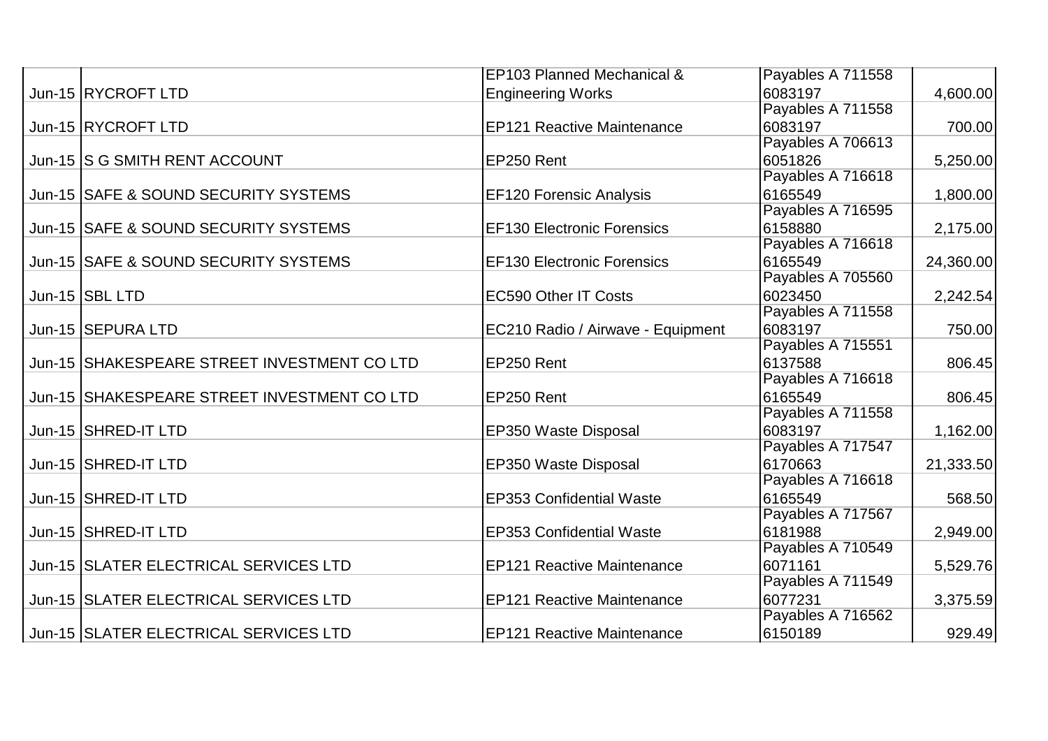| | | | | |
|---|---|---|---|---|
| Jun-15 | RYCROFT LTD | EP103 Planned Mechanical & Engineering Works | Payables A 711558 6083197 | 4,600.00 |
| Jun-15 | RYCROFT LTD | EP121 Reactive Maintenance | Payables A 711558 6083197 | 700.00 |
| Jun-15 | S G SMITH RENT ACCOUNT | EP250 Rent | Payables A 706613 6051826 | 5,250.00 |
| Jun-15 | SAFE & SOUND SECURITY SYSTEMS | EF120 Forensic Analysis | Payables A 716618 6165549 | 1,800.00 |
| Jun-15 | SAFE & SOUND SECURITY SYSTEMS | EF130 Electronic Forensics | Payables A 716595 6158880 | 2,175.00 |
| Jun-15 | SAFE & SOUND SECURITY SYSTEMS | EF130 Electronic Forensics | Payables A 716618 6165549 | 24,360.00 |
| Jun-15 | SBL LTD | EC590 Other IT Costs | Payables A 705560 6023450 | 2,242.54 |
| Jun-15 | SEPURA LTD | EC210 Radio / Airwave - Equipment | Payables A 711558 6083197 | 750.00 |
| Jun-15 | SHAKESPEARE STREET INVESTMENT CO LTD | EP250 Rent | Payables A 715551 6137588 | 806.45 |
| Jun-15 | SHAKESPEARE STREET INVESTMENT CO LTD | EP250 Rent | Payables A 716618 6165549 | 806.45 |
| Jun-15 | SHRED-IT LTD | EP350 Waste Disposal | Payables A 711558 6083197 | 1,162.00 |
| Jun-15 | SHRED-IT LTD | EP350 Waste Disposal | Payables A 717547 6170663 | 21,333.50 |
| Jun-15 | SHRED-IT LTD | EP353 Confidential Waste | Payables A 716618 6165549 | 568.50 |
| Jun-15 | SHRED-IT LTD | EP353 Confidential Waste | Payables A 717567 6181988 | 2,949.00 |
| Jun-15 | SLATER ELECTRICAL SERVICES LTD | EP121 Reactive Maintenance | Payables A 710549 6071161 | 5,529.76 |
| Jun-15 | SLATER ELECTRICAL SERVICES LTD | EP121 Reactive Maintenance | Payables A 711549 6077231 | 3,375.59 |
| Jun-15 | SLATER ELECTRICAL SERVICES LTD | EP121 Reactive Maintenance | Payables A 716562 6150189 | 929.49 |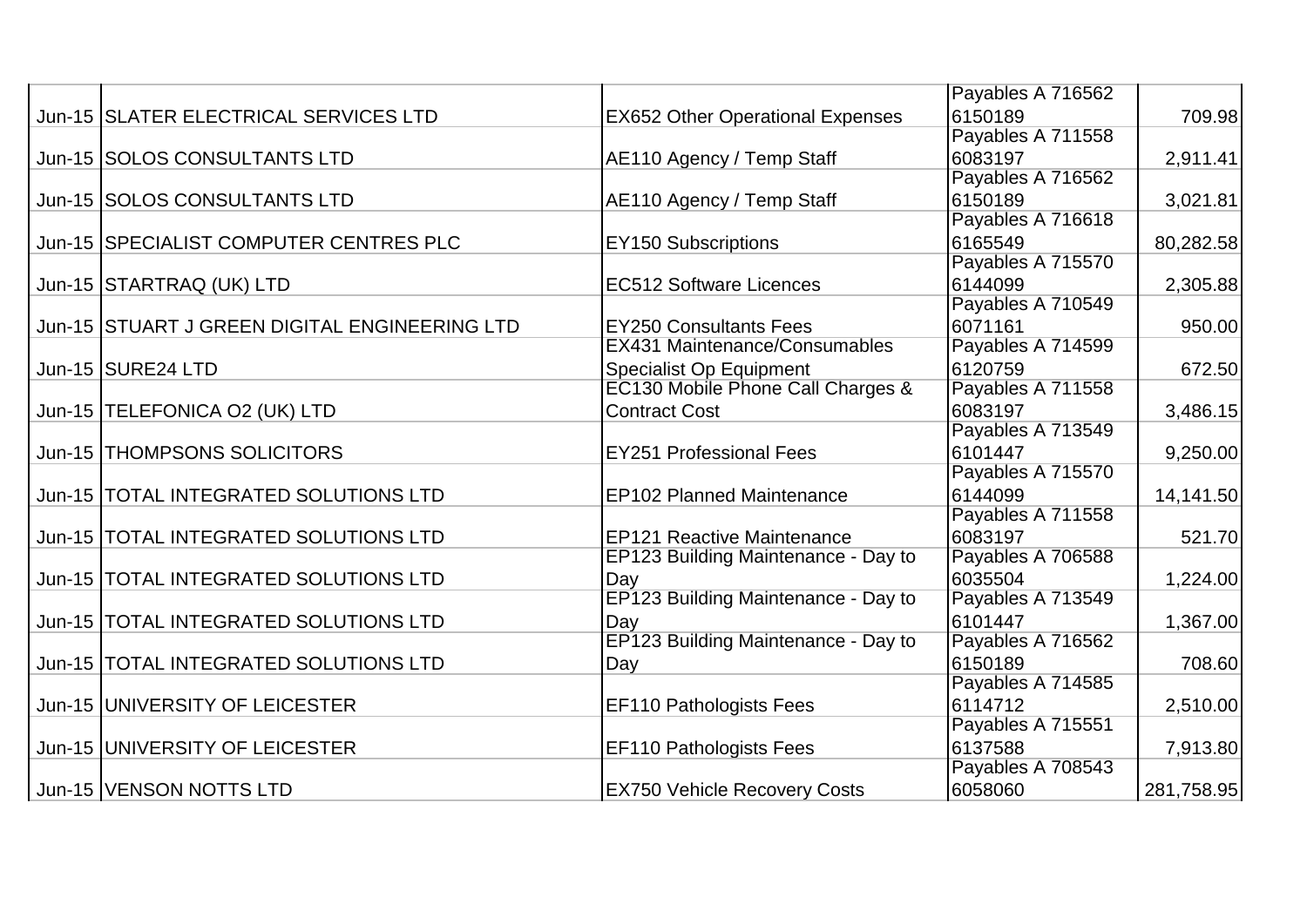| | | | | |
|---|---|---|---|---|
| Jun-15 | SLATER ELECTRICAL SERVICES LTD | EX652 Other Operational Expenses | Payables A 716562 6150189 | 709.98 |
| Jun-15 | SOLOS CONSULTANTS LTD | AE110 Agency / Temp Staff | Payables A 711558 6083197 | 2,911.41 |
| Jun-15 | SOLOS CONSULTANTS LTD | AE110 Agency / Temp Staff | Payables A 716562 6150189 | 3,021.81 |
| Jun-15 | SPECIALIST COMPUTER CENTRES PLC | EY150 Subscriptions | Payables A 716618 6165549 | 80,282.58 |
| Jun-15 | STARTRAQ (UK) LTD | EC512 Software Licences | Payables A 715570 6144099 | 2,305.88 |
| Jun-15 | STUART J GREEN DIGITAL ENGINEERING LTD | EY250 Consultants Fees | Payables A 710549 6071161 | 950.00 |
| Jun-15 | SURE24 LTD | EX431 Maintenance/Consumables Specialist Op Equipment | Payables A 714599 6120759 | 672.50 |
| Jun-15 | TELEFONICA O2 (UK) LTD | EC130 Mobile Phone Call Charges & Contract Cost | Payables A 711558 6083197 | 3,486.15 |
| Jun-15 | THOMPSONS SOLICITORS | EY251 Professional Fees | Payables A 713549 6101447 | 9,250.00 |
| Jun-15 | TOTAL INTEGRATED SOLUTIONS LTD | EP102 Planned Maintenance | Payables A 715570 6144099 | 14,141.50 |
| Jun-15 | TOTAL INTEGRATED SOLUTIONS LTD | EP121 Reactive Maintenance | Payables A 711558 6083197 | 521.70 |
| Jun-15 | TOTAL INTEGRATED SOLUTIONS LTD | EP123 Building Maintenance - Day to Day | Payables A 706588 6035504 | 1,224.00 |
| Jun-15 | TOTAL INTEGRATED SOLUTIONS LTD | EP123 Building Maintenance - Day to Day | Payables A 713549 6101447 | 1,367.00 |
| Jun-15 | TOTAL INTEGRATED SOLUTIONS LTD | EP123 Building Maintenance - Day to Day | Payables A 716562 6150189 | 708.60 |
| Jun-15 | UNIVERSITY OF LEICESTER | EF110 Pathologists Fees | Payables A 714585 6114712 | 2,510.00 |
| Jun-15 | UNIVERSITY OF LEICESTER | EF110 Pathologists Fees | Payables A 715551 6137588 | 7,913.80 |
| Jun-15 | VENSON NOTTS LTD | EX750 Vehicle Recovery Costs | Payables A 708543 6058060 | 281,758.95 |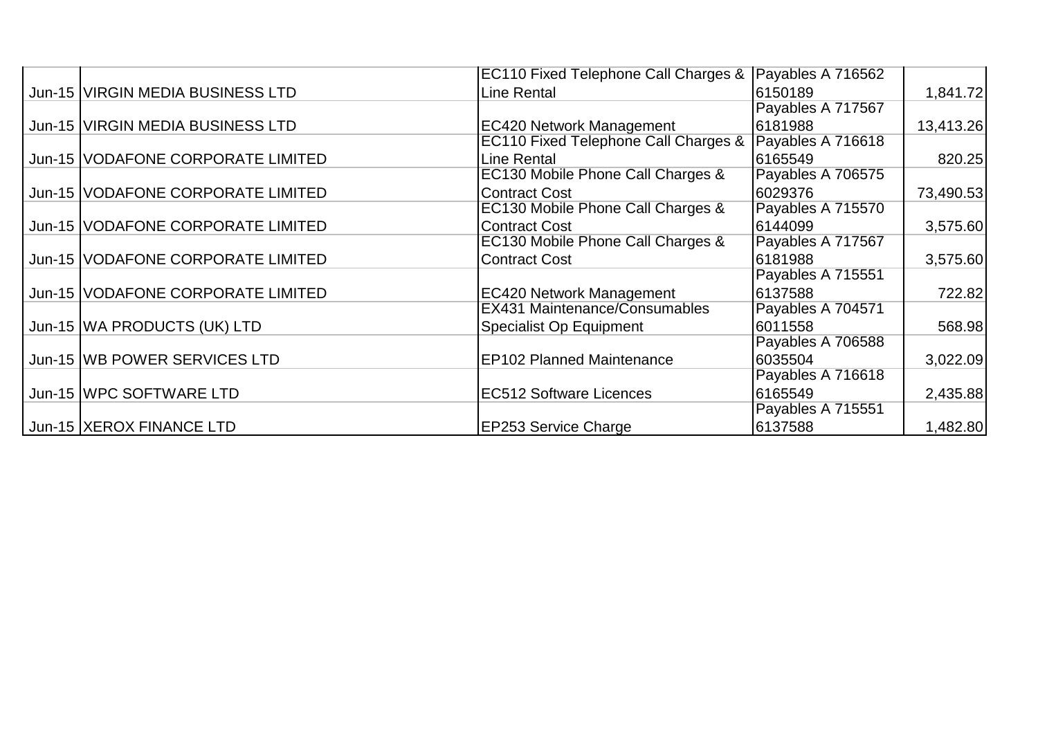| | | | | |
|---|---|---|---|---|
| Jun-15 | VIRGIN MEDIA BUSINESS LTD | EC110 Fixed Telephone Call Charges & Line Rental | Payables A 716562 6150189 | 1,841.72 |
| Jun-15 | VIRGIN MEDIA BUSINESS LTD | EC420 Network Management | Payables A 717567 6181988 | 13,413.26 |
| Jun-15 | VODAFONE CORPORATE LIMITED | EC110 Fixed Telephone Call Charges & Line Rental | Payables A 716618 6165549 | 820.25 |
| Jun-15 | VODAFONE CORPORATE LIMITED | EC130 Mobile Phone Call Charges & Contract Cost | Payables A 706575 6029376 | 73,490.53 |
| Jun-15 | VODAFONE CORPORATE LIMITED | EC130 Mobile Phone Call Charges & Contract Cost | Payables A 715570 6144099 | 3,575.60 |
| Jun-15 | VODAFONE CORPORATE LIMITED | EC130 Mobile Phone Call Charges & Contract Cost | Payables A 717567 6181988 | 3,575.60 |
| Jun-15 | VODAFONE CORPORATE LIMITED | EC420 Network Management | Payables A 715551 6137588 | 722.82 |
| Jun-15 | WA PRODUCTS (UK) LTD | EX431 Maintenance/Consumables Specialist Op Equipment | Payables A 704571 6011558 | 568.98 |
| Jun-15 | WB POWER SERVICES LTD | EP102 Planned Maintenance | Payables A 706588 6035504 | 3,022.09 |
| Jun-15 | WPC SOFTWARE LTD | EC512 Software Licences | Payables A 716618 6165549 | 2,435.88 |
| Jun-15 | XEROX FINANCE LTD | EP253 Service Charge | Payables A 715551 6137588 | 1,482.80 |